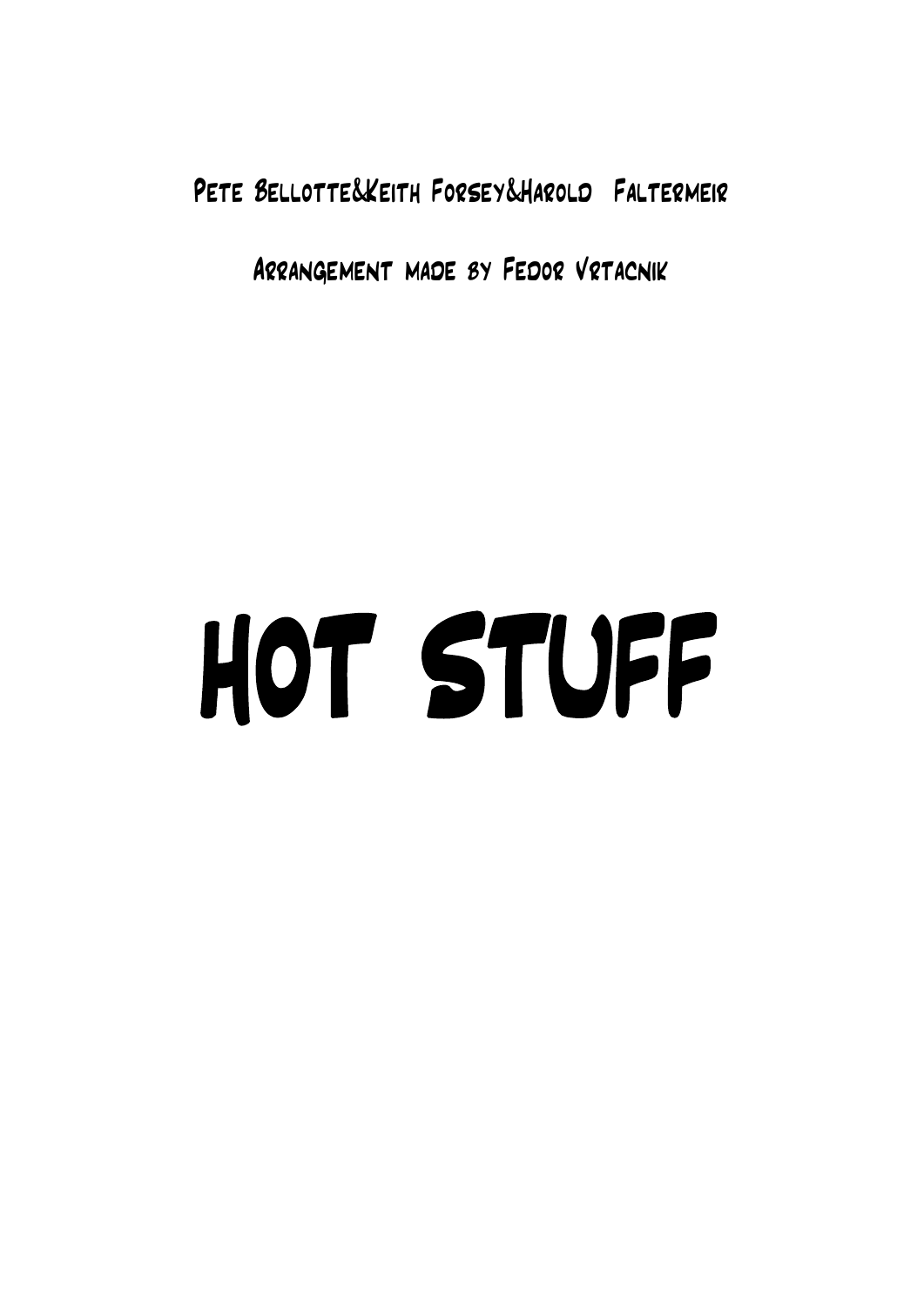Pete Bellotte&Keith Forsey&Harold  Faltermeir

Arrangement made by Fedor Vrtacnik

# HOT STUFF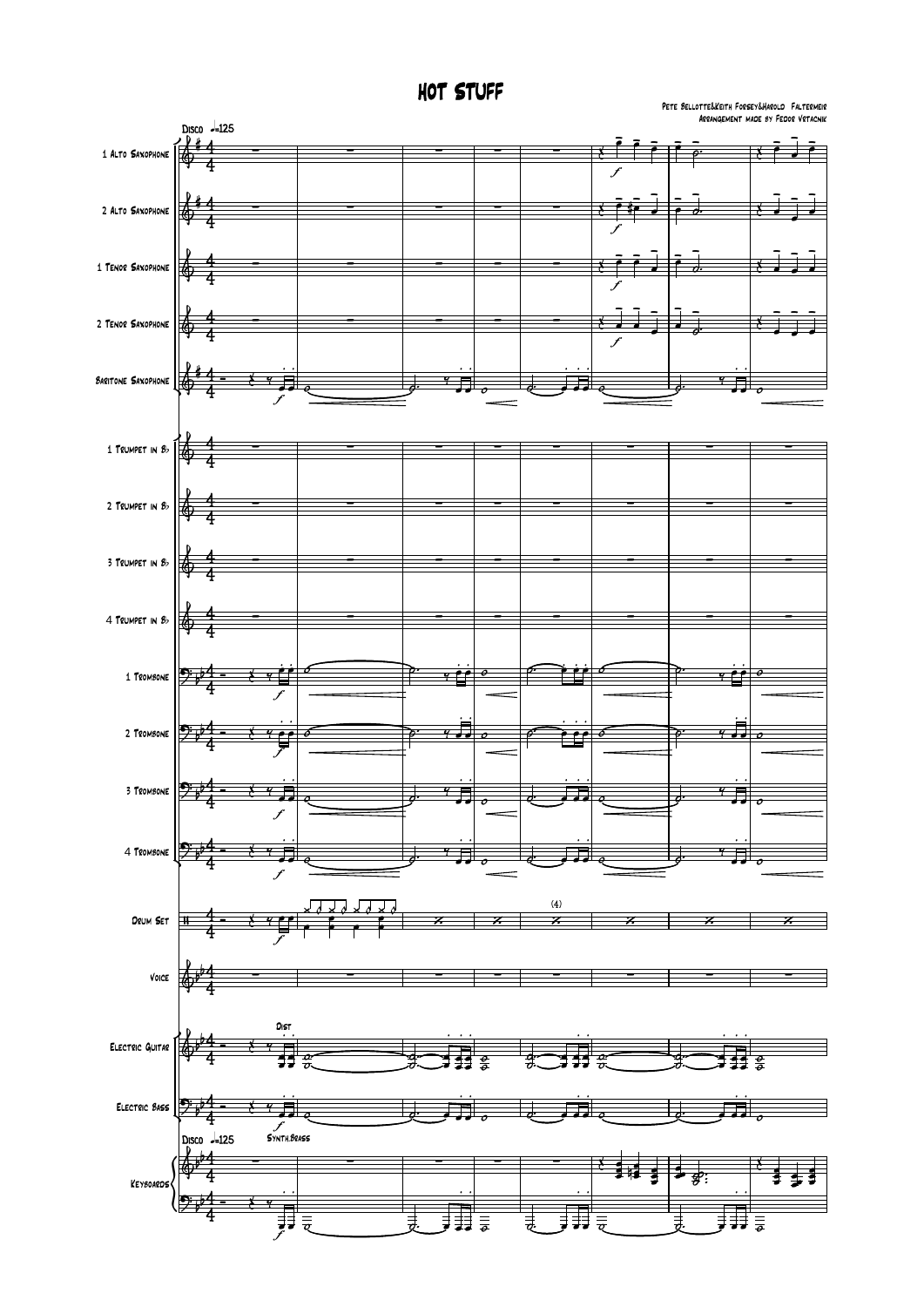# HOT STUFF

Pete Bellotte&Keith Forsey&Harold Faltermeir
Arrangement made by Fedor Vrtacnik

Disco ♩=125

1 Alto Saxophone
2 Alto Saxophone
1 Tenor Saxophone
2 Tenor Saxophone
Baritone Saxophone
1 Trumpet in B♭
2 Trumpet in B♭
3 Trumpet in B♭
4 Trumpet in B♭
1 Trombone
2 Trombone
3 Trombone
4 Trombone
Drum Set
Voice
Electric Guitar
Electric Bass
Keyboards

Dist

Synth.Brass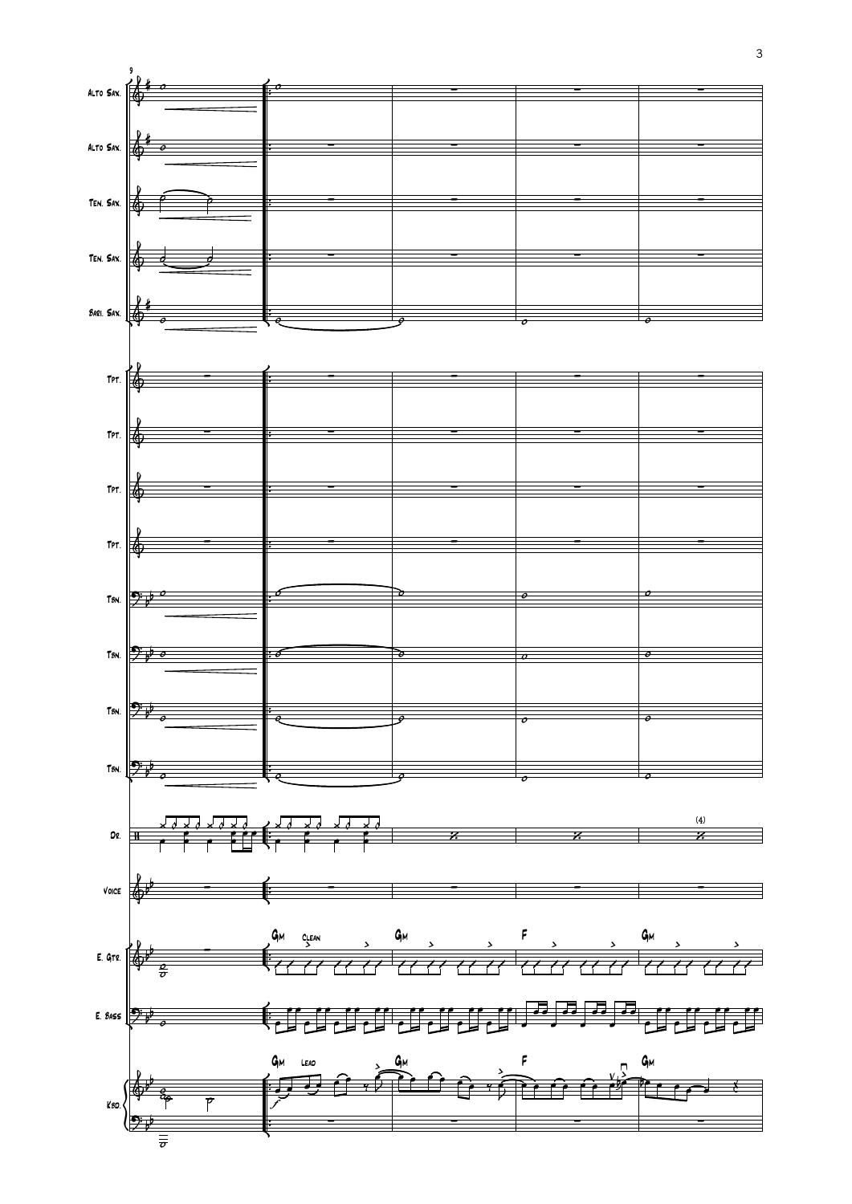9

Alto Sax.

Alto Sax.

Ten. Sax.

Ten. Sax.

Bari. Sax.

Tpt.

Tpt.

Tpt.

Tpt.

Tbn.

Tbn.

Tbn.

Tbn.

Dr.

(4)

Voice

E. Gtr.

Gm Clean Gm F Gm

E. Bass

Kbd.

Gm Lead Gm F Gm